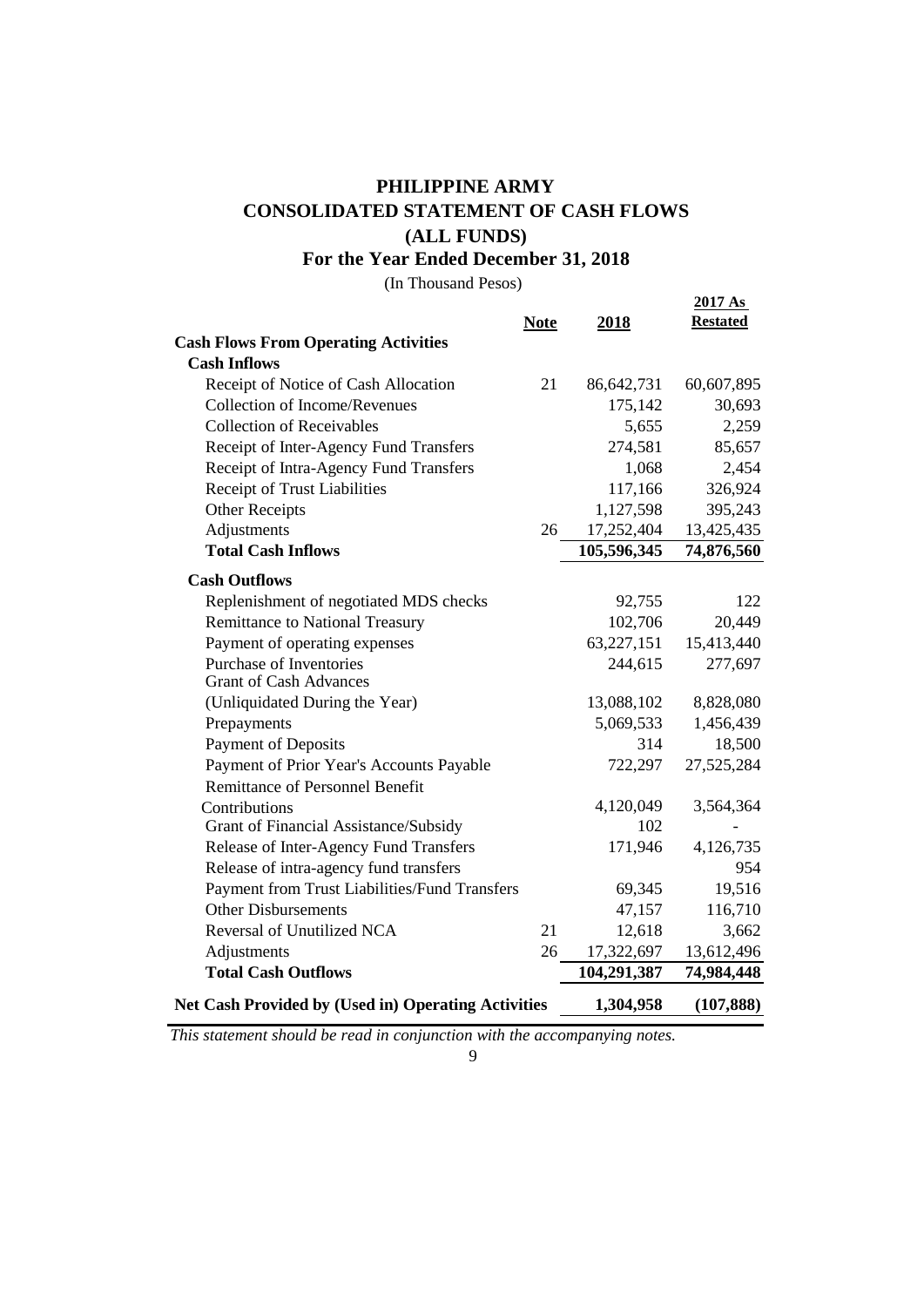# PHILIPPINE ARMY
# CONSOLIDATED STATEMENT OF CASH FLOWS
# (ALL FUNDS)
## For the Year Ended December 31, 2018

(In Thousand Pesos)

| | Note | 2018 | 2017 As Restated |
|---|---|---|---|
| **Cash Flows From Operating Activities** | | | |
| **Cash Inflows** | | | |
| Receipt of Notice of Cash Allocation | 21 | 86,642,731 | 60,607,895 |
| Collection of Income/Revenues | | 175,142 | 30,693 |
| Collection of Receivables | | 5,655 | 2,259 |
| Receipt of Inter-Agency Fund Transfers | | 274,581 | 85,657 |
| Receipt of Intra-Agency Fund Transfers | | 1,068 | 2,454 |
| Receipt of Trust Liabilities | | 117,166 | 326,924 |
| Other Receipts | | 1,127,598 | 395,243 |
| Adjustments | 26 | 17,252,404 | 13,425,435 |
| **Total Cash Inflows** | | **105,596,345** | **74,876,560** |
| **Cash Outflows** | | | |
| Replenishment of negotiated MDS checks | | 92,755 | 122 |
| Remittance to National Treasury | | 102,706 | 20,449 |
| Payment of operating expenses | | 63,227,151 | 15,413,440 |
| Purchase of Inventories | | 244,615 | 277,697 |
| Grant of Cash Advances (Unliquidated During the Year) | | 13,088,102 | 8,828,080 |
| Prepayments | | 5,069,533 | 1,456,439 |
| Payment of Deposits | | 314 | 18,500 |
| Payment of Prior Year's Accounts Payable | | 722,297 | 27,525,284 |
| Remittance of Personnel Benefit Contributions | | 4,120,049 | 3,564,364 |
| Grant of Financial Assistance/Subsidy | | 102 | - |
| Release of Inter-Agency Fund Transfers | | 171,946 | 4,126,735 |
| Release of intra-agency fund transfers | | | 954 |
| Payment from Trust Liabilities/Fund Transfers | | 69,345 | 19,516 |
| Other Disbursements | | 47,157 | 116,710 |
| Reversal of Unutilized NCA | 21 | 12,618 | 3,662 |
| Adjustments | 26 | 17,322,697 | 13,612,496 |
| **Total Cash Outflows** | | **104,291,387** | **74,984,448** |
| **Net Cash Provided by (Used in) Operating Activities** | | **1,304,958** | **(107,888)** |

*This statement should be read in conjunction with the accompanying notes.*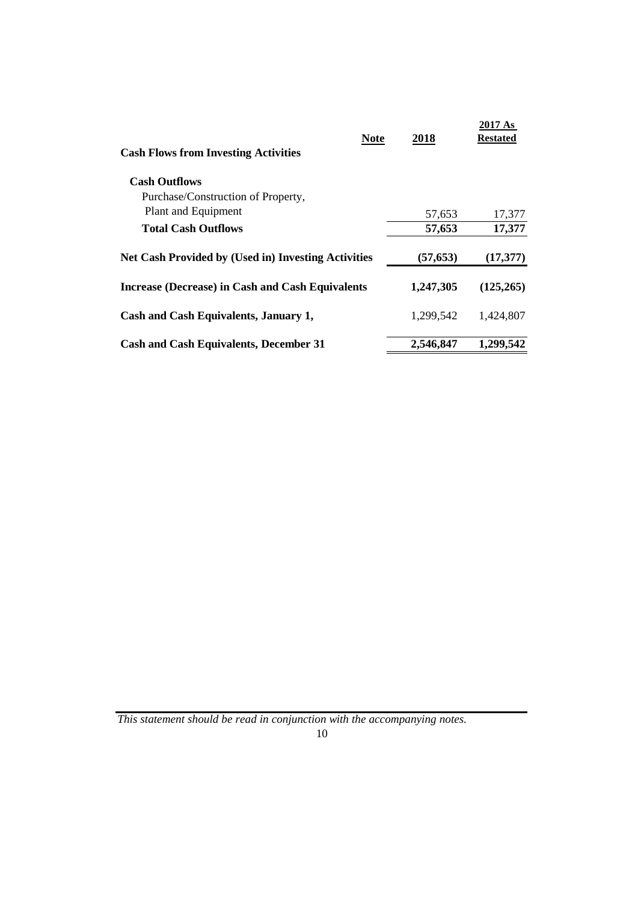| | Note | 2018 | 2017 As Restated |
|---|---|---|---|
| **Cash Flows from Investing Activities** | | | |
| **Cash Outflows** | | | |
| Purchase/Construction of Property, Plant and Equipment | | 57,653 | 17,377 |
| **Total Cash Outflows** | | **57,653** | **17,377** |
| **Net Cash Provided by (Used in) Investing Activities** | | **(57,653)** | **(17,377)** |
| **Increase (Decrease) in Cash and Cash Equivalents** | | **1,247,305** | **(125,265)** |
| **Cash and Cash Equivalents, January 1,** | | 1,299,542 | 1,424,807 |
| **Cash and Cash Equivalents, December 31** | | **2,546,847** | **1,299,542** |

*This statement should be read in conjunction with the accompanying notes.*